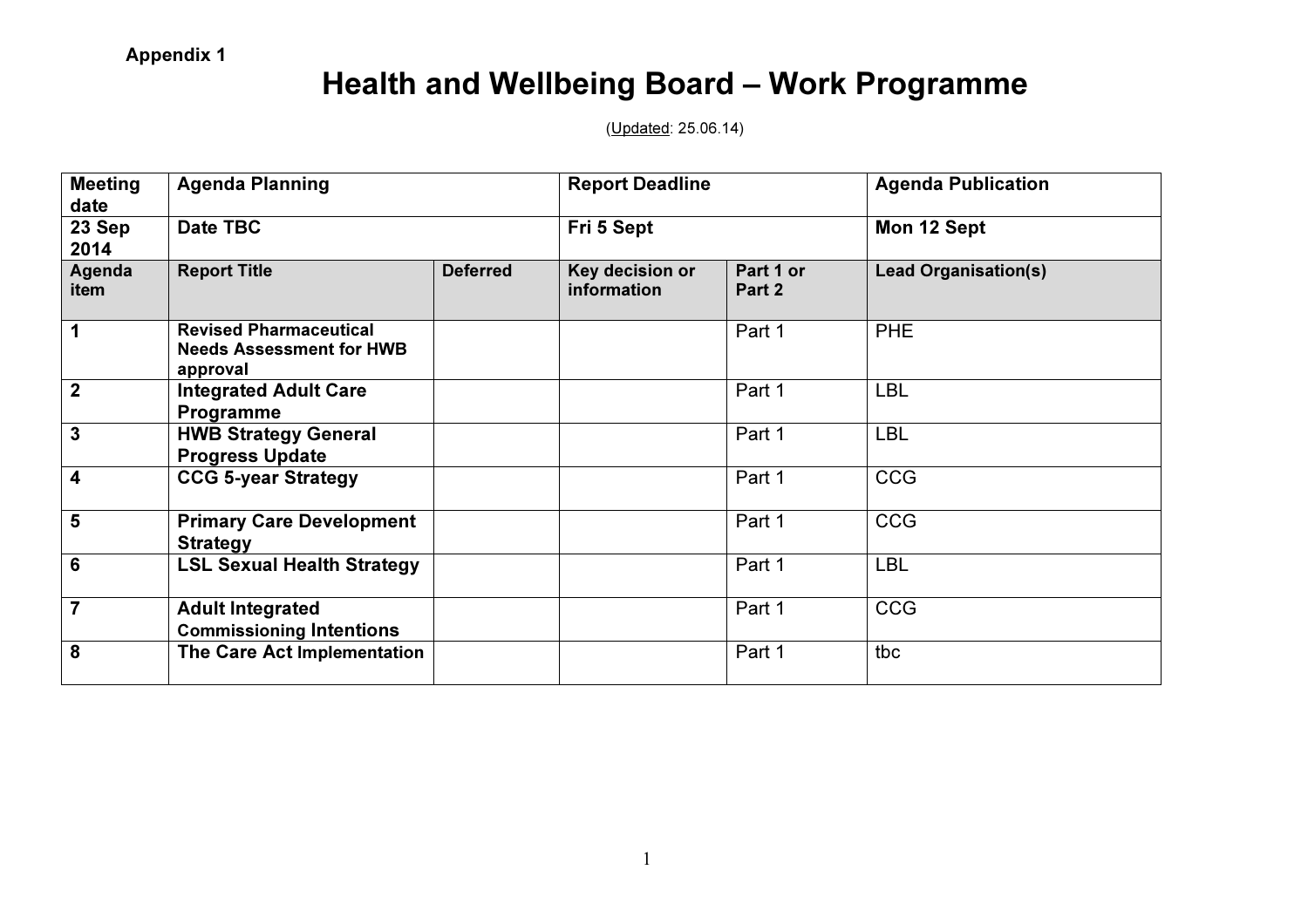**Appendix 1**

# Health and Wellbeing Board – Work Programme

(Updated: 25.06.14)

| Meeting date | Agenda Planning | | Report Deadline | | Agenda Publication |
|---|---|---|---|---|---|
| **23 Sep 2014** | **Date TBC** | | **Fri 5 Sept** | | **Mon 12 Sept** |
| **Agenda item** | **Report Title** | **Deferred** | **Key decision or information** | **Part 1 or Part 2** | **Lead Organisation(s)** |
| **1** | **Revised Pharmaceutical Needs Assessment for HWB approval** | | | Part 1 | PHE |
| **2** | **Integrated Adult Care Programme** | | | Part 1 | LBL |
| **3** | **HWB Strategy General Progress Update** | | | Part 1 | LBL |
| **4** | **CCG 5-year Strategy** | | | Part 1 | CCG |
| **5** | **Primary Care Development Strategy** | | | Part 1 | CCG |
| **6** | **LSL Sexual Health Strategy** | | | Part 1 | LBL |
| **7** | **Adult Integrated Commissioning Intentions** | | | Part 1 | CCG |
| **8** | **The Care Act Implementation** | | | Part 1 | tbc |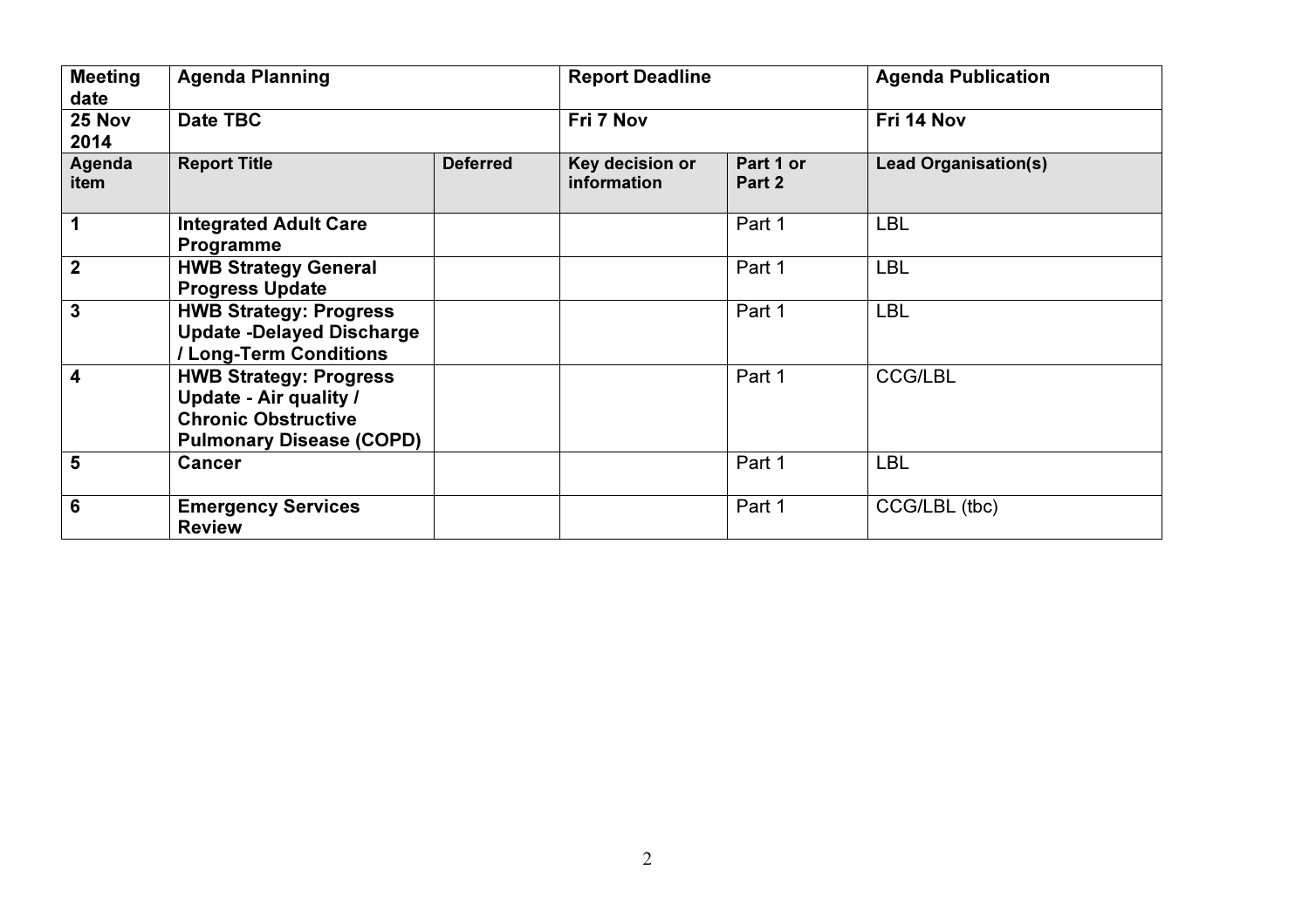| Meeting date | Agenda Planning | | Report Deadline | | Agenda Publication |
|---|---|---|---|---|---|
| **25 Nov 2014** | **Date TBC** | | **Fri 7 Nov** | | **Fri 14 Nov** |
| **Agenda item** | **Report Title** | **Deferred** | **Key decision or information** | **Part 1 or Part 2** | **Lead Organisation(s)** |
| **1** | **Integrated Adult Care Programme** | | | Part 1 | LBL |
| **2** | **HWB Strategy General Progress Update** | | | Part 1 | LBL |
| **3** | **HWB Strategy: Progress Update -Delayed Discharge / Long-Term Conditions** | | | Part 1 | LBL |
| **4** | **HWB Strategy: Progress Update - Air quality / Chronic Obstructive Pulmonary Disease (COPD)** | | | Part 1 | CCG/LBL |
| **5** | **Cancer** | | | Part 1 | LBL |
| **6** | **Emergency Services Review** | | | Part 1 | CCG/LBL (tbc) |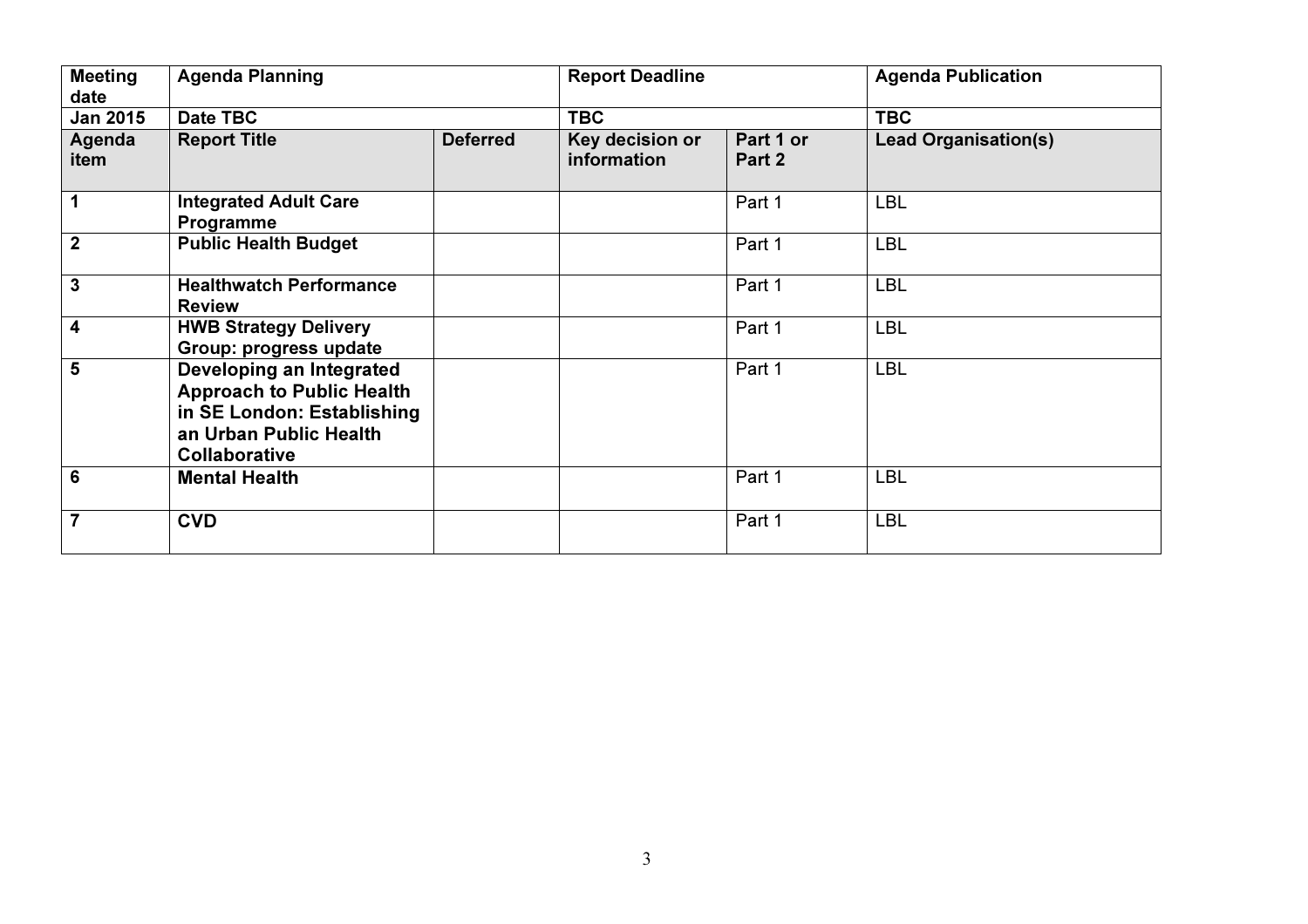| Meeting date | Agenda Planning | | Report Deadline | | Agenda Publication |
|---|---|---|---|---|---|
| **Jan 2015** | **Date TBC** | | **TBC** | | **TBC** |
| **Agenda item** | **Report Title** | **Deferred** | **Key decision or information** | **Part 1 or Part 2** | **Lead Organisation(s)** |
| **1** | **Integrated Adult Care Programme** | | | Part 1 | LBL |
| **2** | **Public Health Budget** | | | Part 1 | LBL |
| **3** | **Healthwatch Performance Review** | | | Part 1 | LBL |
| **4** | **HWB Strategy Delivery Group: progress update** | | | Part 1 | LBL |
| **5** | **Developing an Integrated Approach to Public Health in SE London: Establishing an Urban Public Health Collaborative** | | | Part 1 | LBL |
| **6** | **Mental Health** | | | Part 1 | LBL |
| **7** | **CVD** | | | Part 1 | LBL |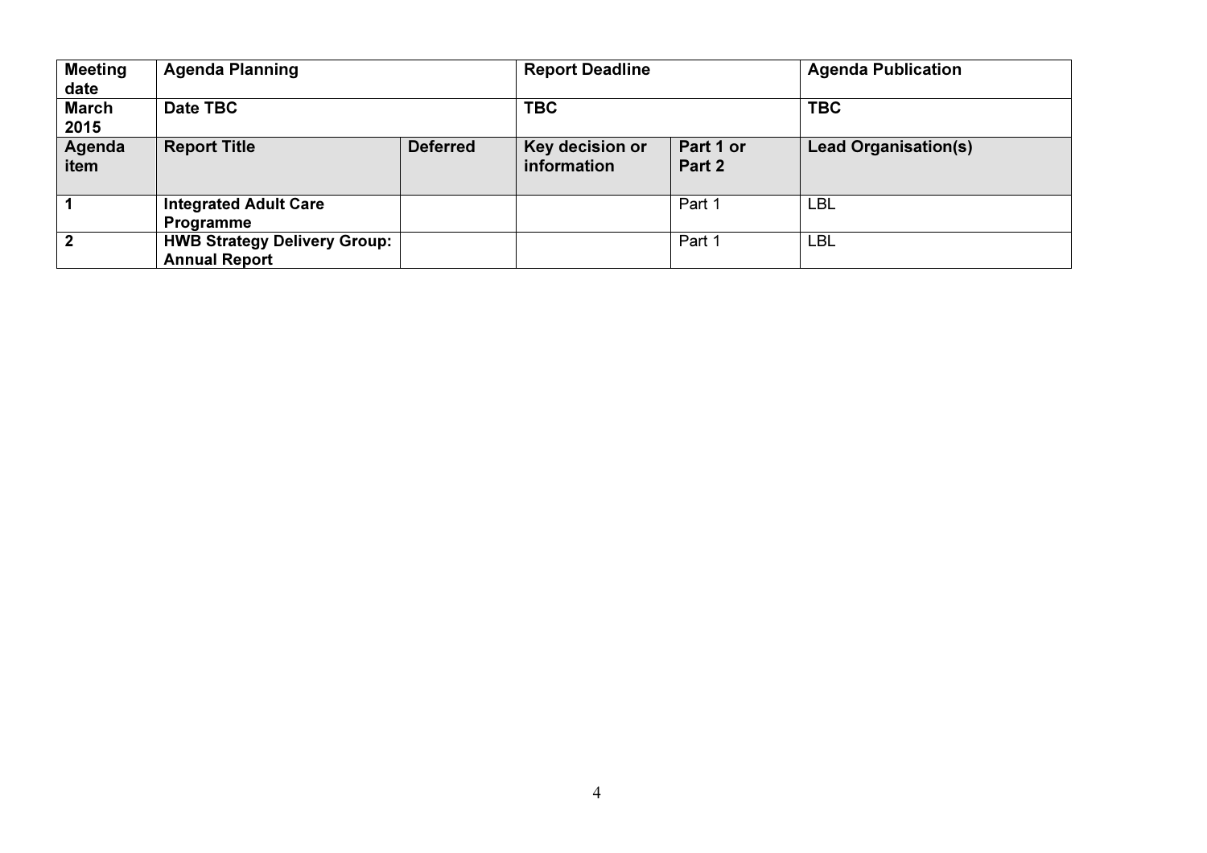| Meeting date | Agenda Planning | | Report Deadline | | Agenda Publication |
|---|---|---|---|---|---|
| **March 2015** | **Date TBC** | | **TBC** | | **TBC** |
| **Agenda item** | **Report Title** | **Deferred** | **Key decision or information** | **Part 1 or Part 2** | **Lead Organisation(s)** |
| **1** | **Integrated Adult Care Programme** | | | Part 1 | LBL |
| **2** | **HWB Strategy Delivery Group: Annual Report** | | | Part 1 | LBL |